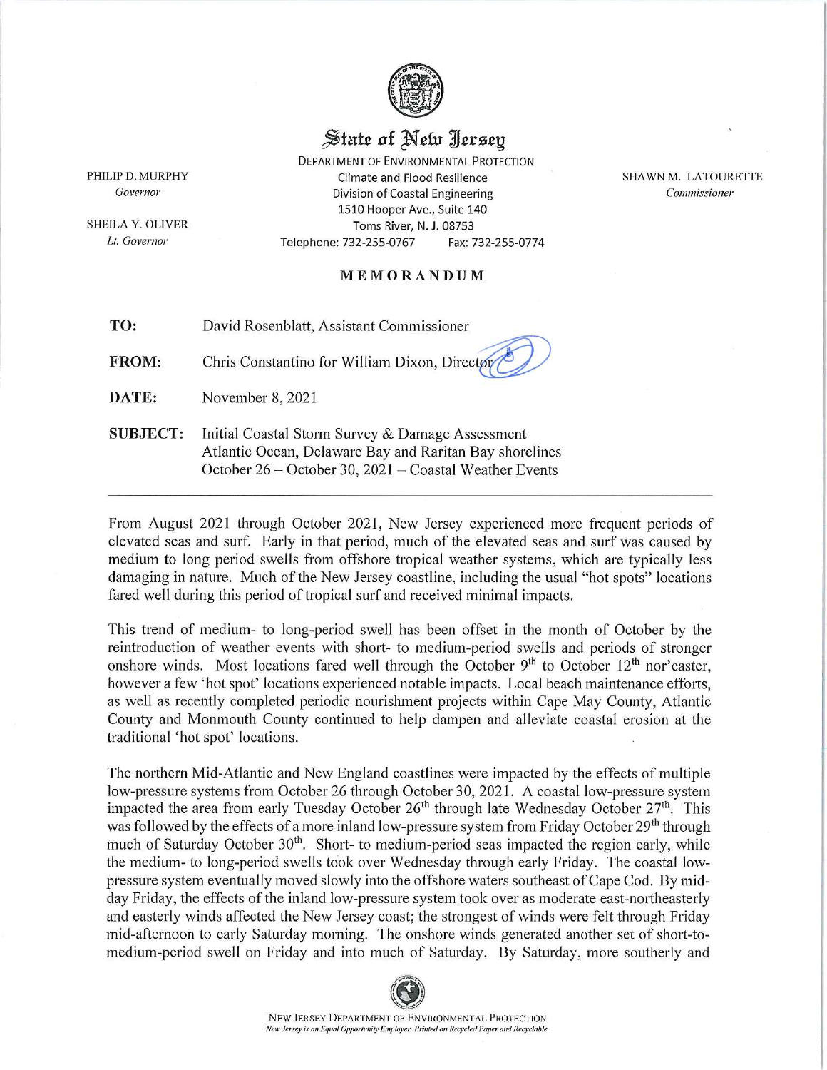# State of New Jersey

DEPARTMENT OF ENVIRONMENTAL PROTECTION
Climate and Flood Resilience
Division of Coastal Engineering
1510 Hooper Ave., Suite 140
Toms River, N. J. 08753
Telephone: 732-255-0767 Fax: 732-255-0774

PHILIP D. MURPHY
*Governor*

SHEILA Y. OLIVER
*Lt. Governor*

SHAWN M. LATOURETTE
*Commissioner*

**MEMORANDUM**

**TO:** David Rosenblatt, Assistant Commissioner

**FROM:** Chris Constantino for William Dixon, Director

**DATE:** November 8, 2021

**SUBJECT:** Initial Coastal Storm Survey & Damage Assessment
Atlantic Ocean, Delaware Bay and Raritan Bay shorelines
October 26 – October 30, 2021 – Coastal Weather Events

---

From August 2021 through October 2021, New Jersey experienced more frequent periods of elevated seas and surf. Early in that period, much of the elevated seas and surf was caused by medium to long period swells from offshore tropical weather systems, which are typically less damaging in nature. Much of the New Jersey coastline, including the usual "hot spots" locations fared well during this period of tropical surf and received minimal impacts.

This trend of medium- to long-period swell has been offset in the month of October by the reintroduction of weather events with short- to medium-period swells and periods of stronger onshore winds. Most locations fared well through the October 9th to October 12th nor'easter, however a few 'hot spot' locations experienced notable impacts. Local beach maintenance efforts, as well as recently completed periodic nourishment projects within Cape May County, Atlantic County and Monmouth County continued to help dampen and alleviate coastal erosion at the traditional 'hot spot' locations.

The northern Mid-Atlantic and New England coastlines were impacted by the effects of multiple low-pressure systems from October 26 through October 30, 2021. A coastal low-pressure system impacted the area from early Tuesday October 26th through late Wednesday October 27th. This was followed by the effects of a more inland low-pressure system from Friday October 29th through much of Saturday October 30th. Short- to medium-period seas impacted the region early, while the medium- to long-period swells took over Wednesday through early Friday. The coastal low-pressure system eventually moved slowly into the offshore waters southeast of Cape Cod. By mid-day Friday, the effects of the inland low-pressure system took over as moderate east-northeasterly and easterly winds affected the New Jersey coast; the strongest of winds were felt through Friday mid-afternoon to early Saturday morning. The onshore winds generated another set of short-to-medium-period swell on Friday and into much of Saturday. By Saturday, more southerly and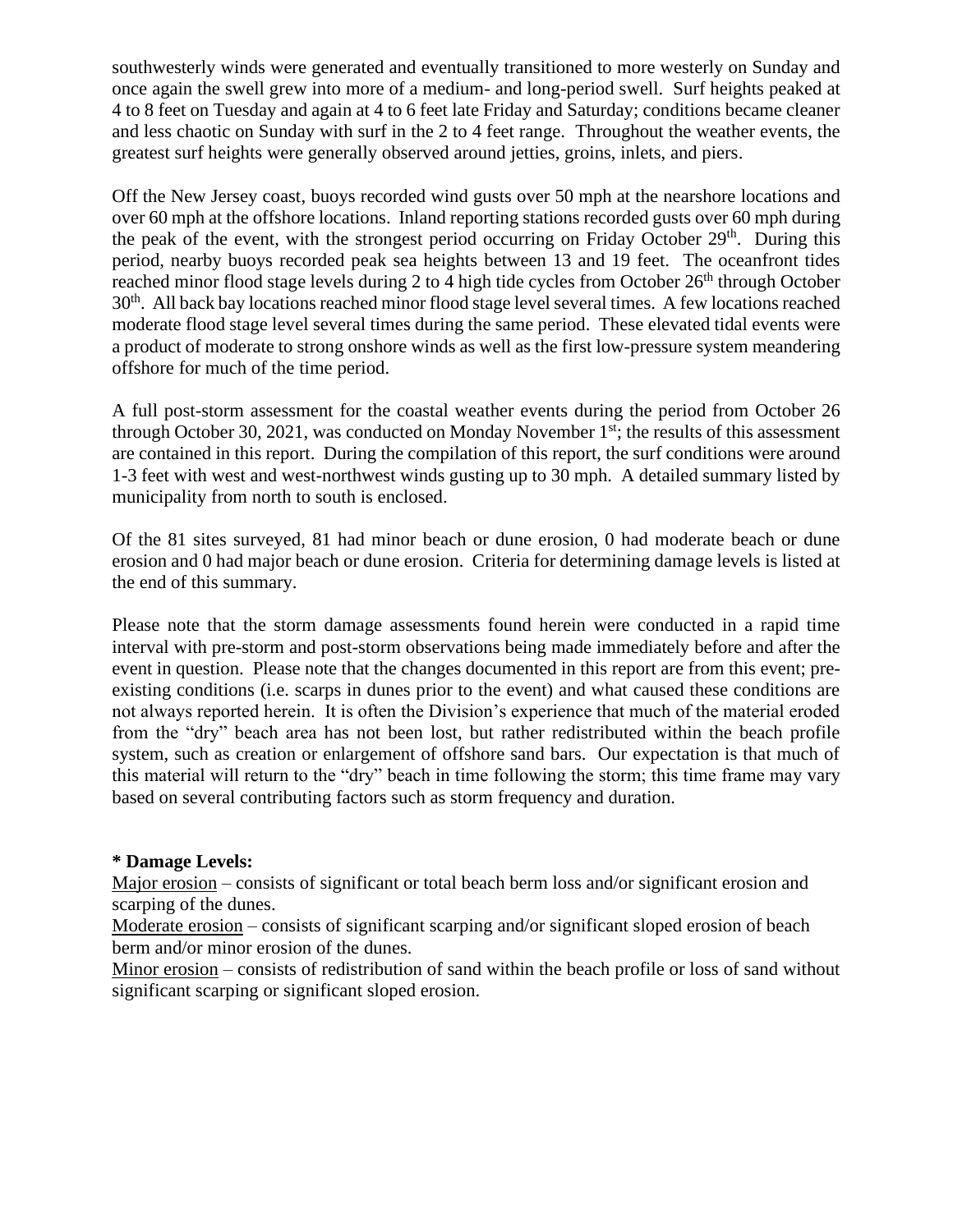southwesterly winds were generated and eventually transitioned to more westerly on Sunday and once again the swell grew into more of a medium- and long-period swell. Surf heights peaked at 4 to 8 feet on Tuesday and again at 4 to 6 feet late Friday and Saturday; conditions became cleaner and less chaotic on Sunday with surf in the 2 to 4 feet range. Throughout the weather events, the greatest surf heights were generally observed around jetties, groins, inlets, and piers.

Off the New Jersey coast, buoys recorded wind gusts over 50 mph at the nearshore locations and over 60 mph at the offshore locations. Inland reporting stations recorded gusts over 60 mph during the peak of the event, with the strongest period occurring on Friday October 29th. During this period, nearby buoys recorded peak sea heights between 13 and 19 feet. The oceanfront tides reached minor flood stage levels during 2 to 4 high tide cycles from October 26th through October 30th. All back bay locations reached minor flood stage level several times. A few locations reached moderate flood stage level several times during the same period. These elevated tidal events were a product of moderate to strong onshore winds as well as the first low-pressure system meandering offshore for much of the time period.

A full post-storm assessment for the coastal weather events during the period from October 26 through October 30, 2021, was conducted on Monday November 1st; the results of this assessment are contained in this report. During the compilation of this report, the surf conditions were around 1-3 feet with west and west-northwest winds gusting up to 30 mph. A detailed summary listed by municipality from north to south is enclosed.

Of the 81 sites surveyed, 81 had minor beach or dune erosion, 0 had moderate beach or dune erosion and 0 had major beach or dune erosion. Criteria for determining damage levels is listed at the end of this summary.

Please note that the storm damage assessments found herein were conducted in a rapid time interval with pre-storm and post-storm observations being made immediately before and after the event in question. Please note that the changes documented in this report are from this event; pre-existing conditions (i.e. scarps in dunes prior to the event) and what caused these conditions are not always reported herein. It is often the Division's experience that much of the material eroded from the "dry" beach area has not been lost, but rather redistributed within the beach profile system, such as creation or enlargement of offshore sand bars. Our expectation is that much of this material will return to the "dry" beach in time following the storm; this time frame may vary based on several contributing factors such as storm frequency and duration.

**\* Damage Levels:**

Major erosion – consists of significant or total beach berm loss and/or significant erosion and scarping of the dunes.

Moderate erosion – consists of significant scarping and/or significant sloped erosion of beach berm and/or minor erosion of the dunes.

Minor erosion – consists of redistribution of sand within the beach profile or loss of sand without significant scarping or significant sloped erosion.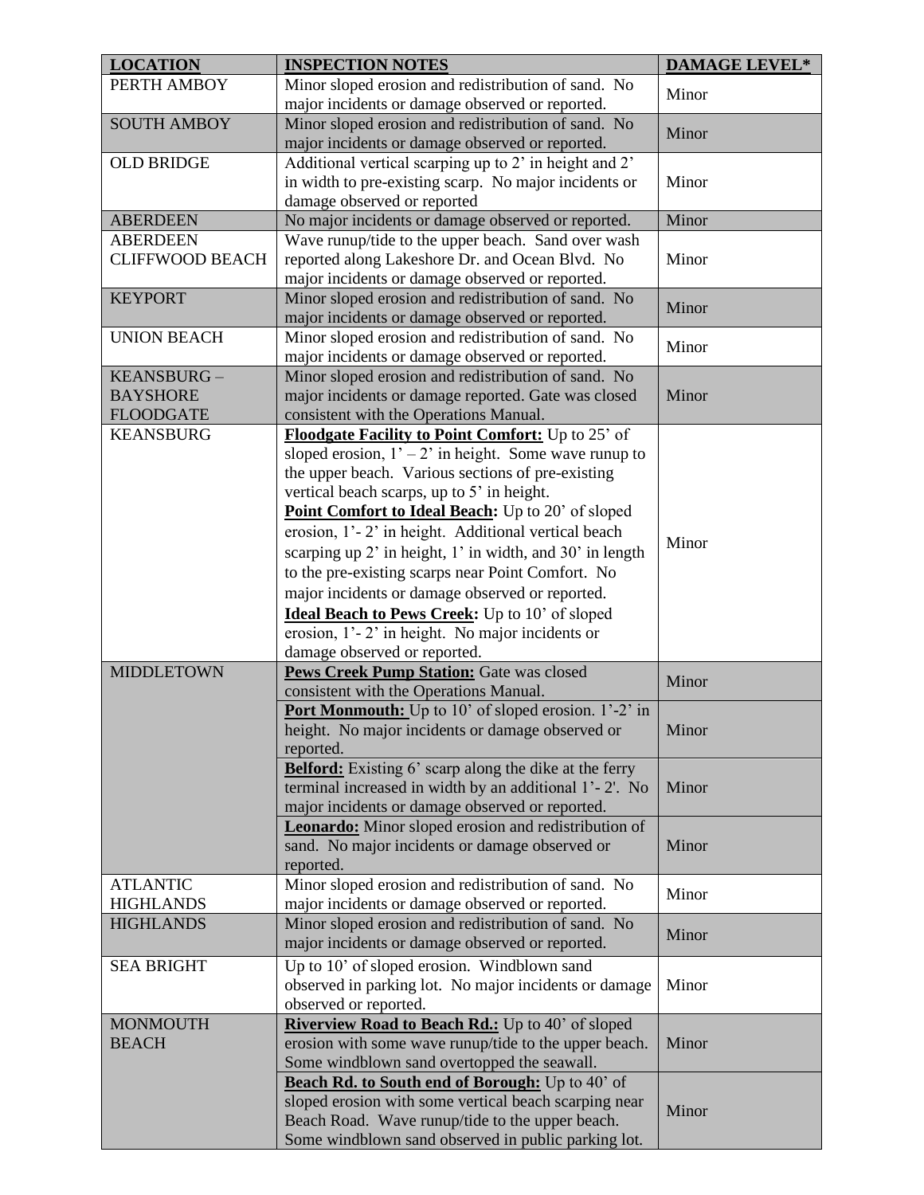| LOCATION | INSPECTION NOTES | DAMAGE LEVEL* |
|---|---|---|
| PERTH AMBOY | Minor sloped erosion and redistribution of sand. No major incidents or damage observed or reported. | Minor |
| SOUTH AMBOY | Minor sloped erosion and redistribution of sand. No major incidents or damage observed or reported. | Minor |
| OLD BRIDGE | Additional vertical scarping up to 2' in height and 2' in width to pre-existing scarp. No major incidents or damage observed or reported | Minor |
| ABERDEEN | No major incidents or damage observed or reported. | Minor |
| ABERDEEN CLIFFWOOD BEACH | Wave runup/tide to the upper beach. Sand over wash reported along Lakeshore Dr. and Ocean Blvd. No major incidents or damage observed or reported. | Minor |
| KEYPORT | Minor sloped erosion and redistribution of sand. No major incidents or damage observed or reported. | Minor |
| UNION BEACH | Minor sloped erosion and redistribution of sand. No major incidents or damage observed or reported. | Minor |
| KEANSBURG – BAYSHORE FLOODGATE | Minor sloped erosion and redistribution of sand. No major incidents or damage reported. Gate was closed consistent with the Operations Manual. | Minor |
| KEANSBURG | **Floodgate Facility to Point Comfort:** Up to 25' of sloped erosion, 1' – 2' in height. Some wave runup to the upper beach. Various sections of pre-existing vertical beach scarps, up to 5' in height. **Point Comfort to Ideal Beach:** Up to 20' of sloped erosion, 1'- 2' in height. Additional vertical beach scarping up 2' in height, 1' in width, and 30' in length to the pre-existing scarps near Point Comfort. No major incidents or damage observed or reported. **Ideal Beach to Pews Creek:** Up to 10' of sloped erosion, 1'- 2' in height. No major incidents or damage observed or reported. | Minor |
| MIDDLETOWN | **Pews Creek Pump Station:** Gate was closed consistent with the Operations Manual. | Minor |
| | **Port Monmouth:** Up to 10' of sloped erosion. 1'-2' in height. No major incidents or damage observed or reported. | Minor |
| | **Belford:** Existing 6' scarp along the dike at the ferry terminal increased in width by an additional 1'- 2'. No major incidents or damage observed or reported. | Minor |
| | **Leonardo:** Minor sloped erosion and redistribution of sand. No major incidents or damage observed or reported. | Minor |
| ATLANTIC HIGHLANDS | Minor sloped erosion and redistribution of sand. No major incidents or damage observed or reported. | Minor |
| HIGHLANDS | Minor sloped erosion and redistribution of sand. No major incidents or damage observed or reported. | Minor |
| SEA BRIGHT | Up to 10' of sloped erosion. Windblown sand observed in parking lot. No major incidents or damage observed or reported. | Minor |
| MONMOUTH BEACH | **Riverview Road to Beach Rd.:** Up to 40' of sloped erosion with some wave runup/tide to the upper beach. Some windblown sand overtopped the seawall. | Minor |
| | **Beach Rd. to South end of Borough:** Up to 40' of sloped erosion with some vertical beach scarping near Beach Road. Wave runup/tide to the upper beach. Some windblown sand observed in public parking lot. | Minor |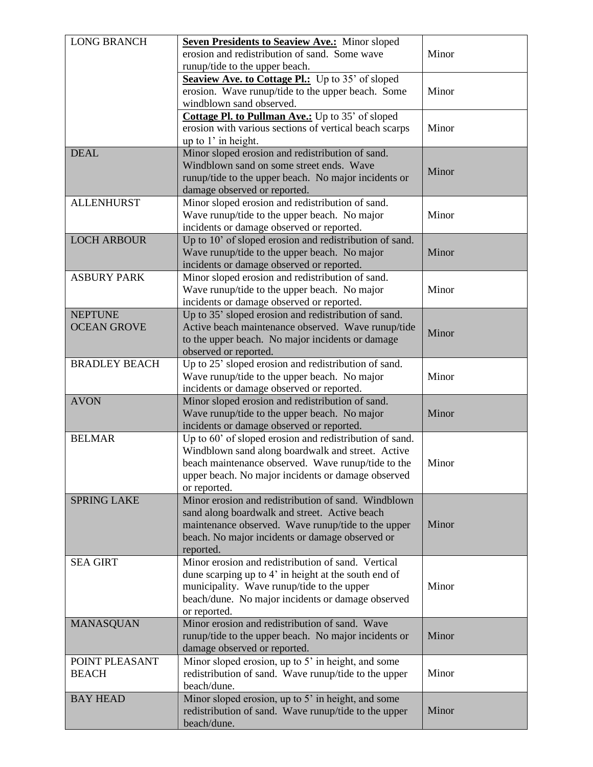| LONG BRANCH | **Seven Presidents to Seaview Ave.:** Minor sloped erosion and redistribution of sand. Some wave runup/tide to the upper beach. | Minor |
|---|---|---|
| | **Seaview Ave. to Cottage Pl.:** Up to 35' of sloped erosion. Wave runup/tide to the upper beach. Some windblown sand observed. | Minor |
| | **Cottage Pl. to Pullman Ave.:** Up to 35' of sloped erosion with various sections of vertical beach scarps up to 1' in height. | Minor |
| DEAL | Minor sloped erosion and redistribution of sand. Windblown sand on some street ends. Wave runup/tide to the upper beach. No major incidents or damage observed or reported. | Minor |
| ALLENHURST | Minor sloped erosion and redistribution of sand. Wave runup/tide to the upper beach. No major incidents or damage observed or reported. | Minor |
| LOCH ARBOUR | Up to 10' of sloped erosion and redistribution of sand. Wave runup/tide to the upper beach. No major incidents or damage observed or reported. | Minor |
| ASBURY PARK | Minor sloped erosion and redistribution of sand. Wave runup/tide to the upper beach. No major incidents or damage observed or reported. | Minor |
| NEPTUNE OCEAN GROVE | Up to 35' sloped erosion and redistribution of sand. Active beach maintenance observed. Wave runup/tide to the upper beach. No major incidents or damage observed or reported. | Minor |
| BRADLEY BEACH | Up to 25' sloped erosion and redistribution of sand. Wave runup/tide to the upper beach. No major incidents or damage observed or reported. | Minor |
| AVON | Minor sloped erosion and redistribution of sand. Wave runup/tide to the upper beach. No major incidents or damage observed or reported. | Minor |
| BELMAR | Up to 60' of sloped erosion and redistribution of sand. Windblown sand along boardwalk and street. Active beach maintenance observed. Wave runup/tide to the upper beach. No major incidents or damage observed or reported. | Minor |
| SPRING LAKE | Minor erosion and redistribution of sand. Windblown sand along boardwalk and street. Active beach maintenance observed. Wave runup/tide to the upper beach. No major incidents or damage observed or reported. | Minor |
| SEA GIRT | Minor erosion and redistribution of sand. Vertical dune scarping up to 4' in height at the south end of municipality. Wave runup/tide to the upper beach/dune. No major incidents or damage observed or reported. | Minor |
| MANASQUAN | Minor erosion and redistribution of sand. Wave runup/tide to the upper beach. No major incidents or damage observed or reported. | Minor |
| POINT PLEASANT BEACH | Minor sloped erosion, up to 5' in height, and some redistribution of sand. Wave runup/tide to the upper beach/dune. | Minor |
| BAY HEAD | Minor sloped erosion, up to 5' in height, and some redistribution of sand. Wave runup/tide to the upper beach/dune. | Minor |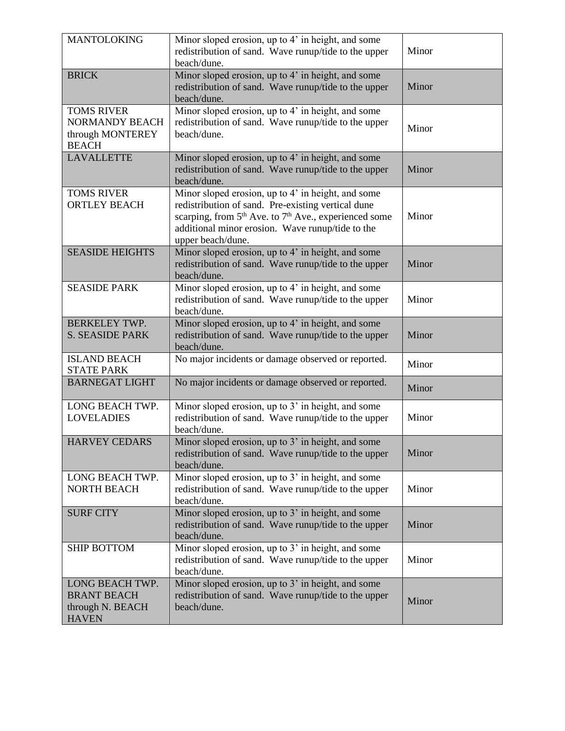| MANTOLOKING | Minor sloped erosion, up to 4' in height, and some redistribution of sand. Wave runup/tide to the upper beach/dune. | Minor |
|---|---|---|
| BRICK | Minor sloped erosion, up to 4' in height, and some redistribution of sand. Wave runup/tide to the upper beach/dune. | Minor |
| TOMS RIVER NORMANDY BEACH through MONTEREY BEACH | Minor sloped erosion, up to 4' in height, and some redistribution of sand. Wave runup/tide to the upper beach/dune. | Minor |
| LAVALLETTE | Minor sloped erosion, up to 4' in height, and some redistribution of sand. Wave runup/tide to the upper beach/dune. | Minor |
| TOMS RIVER ORTLEY BEACH | Minor sloped erosion, up to 4' in height, and some redistribution of sand. Pre-existing vertical dune scarping, from 5th Ave. to 7th Ave., experienced some additional minor erosion. Wave runup/tide to the upper beach/dune. | Minor |
| SEASIDE HEIGHTS | Minor sloped erosion, up to 4' in height, and some redistribution of sand. Wave runup/tide to the upper beach/dune. | Minor |
| SEASIDE PARK | Minor sloped erosion, up to 4' in height, and some redistribution of sand. Wave runup/tide to the upper beach/dune. | Minor |
| BERKELEY TWP. S. SEASIDE PARK | Minor sloped erosion, up to 4' in height, and some redistribution of sand. Wave runup/tide to the upper beach/dune. | Minor |
| ISLAND BEACH STATE PARK | No major incidents or damage observed or reported. | Minor |
| BARNEGAT LIGHT | No major incidents or damage observed or reported. | Minor |
| LONG BEACH TWP. LOVELADIES | Minor sloped erosion, up to 3' in height, and some redistribution of sand. Wave runup/tide to the upper beach/dune. | Minor |
| HARVEY CEDARS | Minor sloped erosion, up to 3' in height, and some redistribution of sand. Wave runup/tide to the upper beach/dune. | Minor |
| LONG BEACH TWP. NORTH BEACH | Minor sloped erosion, up to 3' in height, and some redistribution of sand. Wave runup/tide to the upper beach/dune. | Minor |
| SURF CITY | Minor sloped erosion, up to 3' in height, and some redistribution of sand. Wave runup/tide to the upper beach/dune. | Minor |
| SHIP BOTTOM | Minor sloped erosion, up to 3' in height, and some redistribution of sand. Wave runup/tide to the upper beach/dune. | Minor |
| LONG BEACH TWP. BRANT BEACH through N. BEACH HAVEN | Minor sloped erosion, up to 3' in height, and some redistribution of sand. Wave runup/tide to the upper beach/dune. | Minor |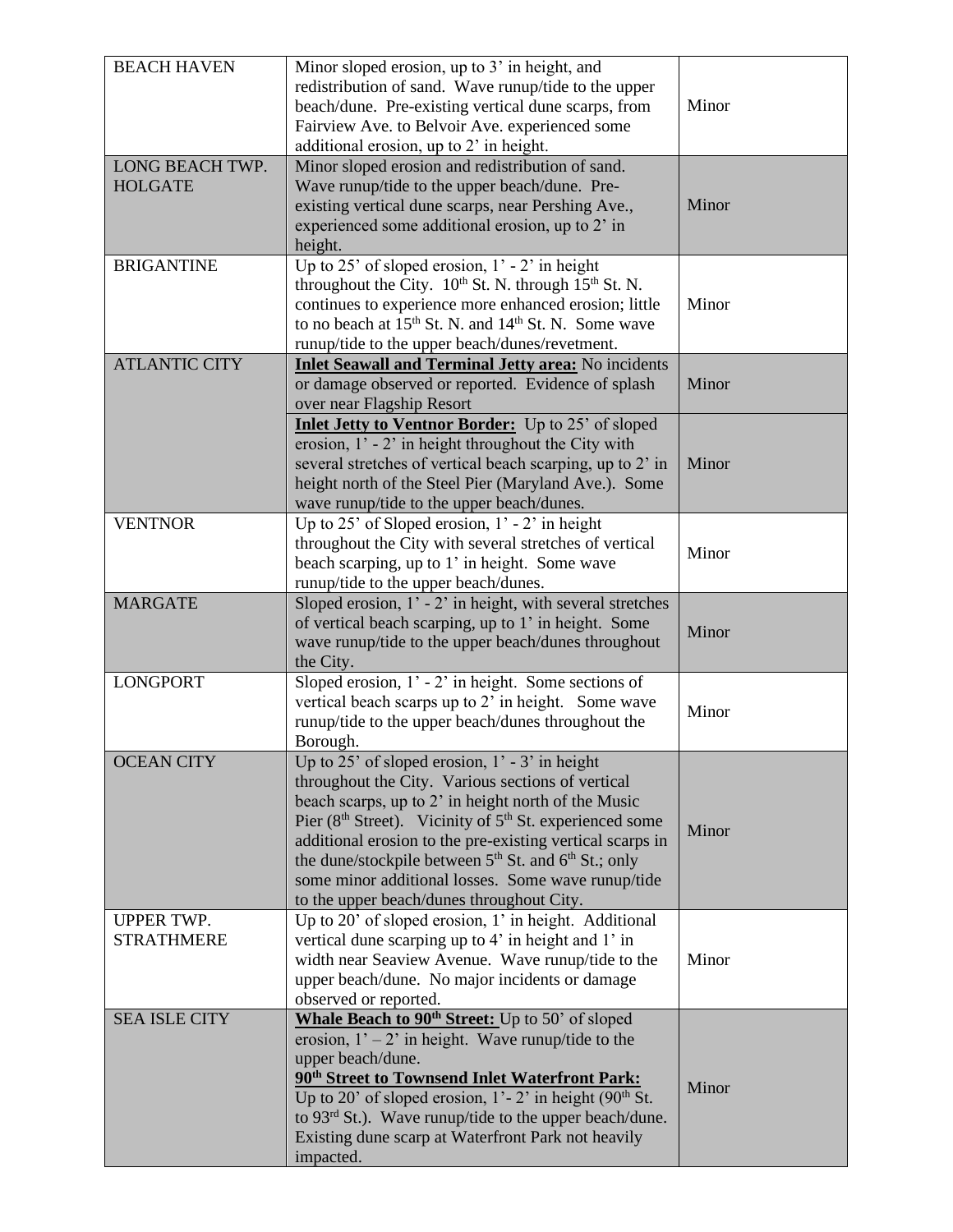| | | |
|---|---|---|
| BEACH HAVEN | Minor sloped erosion, up to 3' in height, and redistribution of sand. Wave runup/tide to the upper beach/dune. Pre-existing vertical dune scarps, from Fairview Ave. to Belvoir Ave. experienced some additional erosion, up to 2' in height. | Minor |
| LONG BEACH TWP. HOLGATE | Minor sloped erosion and redistribution of sand. Wave runup/tide to the upper beach/dune. Pre-existing vertical dune scarps, near Pershing Ave., experienced some additional erosion, up to 2' in height. | Minor |
| BRIGANTINE | Up to 25' of sloped erosion, 1' - 2' in height throughout the City. 10th St. N. through 15th St. N. continues to experience more enhanced erosion; little to no beach at 15th St. N. and 14th St. N. Some wave runup/tide to the upper beach/dunes/revetment. | Minor |
| ATLANTIC CITY | **Inlet Seawall and Terminal Jetty area:** No incidents or damage observed or reported. Evidence of splash over near Flagship Resort | Minor |
| | **Inlet Jetty to Ventnor Border:** Up to 25' of sloped erosion, 1' - 2' in height throughout the City with several stretches of vertical beach scarping, up to 2' in height north of the Steel Pier (Maryland Ave.). Some wave runup/tide to the upper beach/dunes. | Minor |
| VENTNOR | Up to 25' of Sloped erosion, 1' - 2' in height throughout the City with several stretches of vertical beach scarping, up to 1' in height. Some wave runup/tide to the upper beach/dunes. | Minor |
| MARGATE | Sloped erosion, 1' - 2' in height, with several stretches of vertical beach scarping, up to 1' in height. Some wave runup/tide to the upper beach/dunes throughout the City. | Minor |
| LONGPORT | Sloped erosion, 1' - 2' in height. Some sections of vertical beach scarps up to 2' in height. Some wave runup/tide to the upper beach/dunes throughout the Borough. | Minor |
| OCEAN CITY | Up to 25' of sloped erosion, 1' - 3' in height throughout the City. Various sections of vertical beach scarps, up to 2' in height north of the Music Pier (8th Street). Vicinity of 5th St. experienced some additional erosion to the pre-existing vertical scarps in the dune/stockpile between 5th St. and 6th St.; only some minor additional losses. Some wave runup/tide to the upper beach/dunes throughout City. | Minor |
| UPPER TWP. STRATHMERE | Up to 20' of sloped erosion, 1' in height. Additional vertical dune scarping up to 4' in height and 1' in width near Seaview Avenue. Wave runup/tide to the upper beach/dune. No major incidents or damage observed or reported. | Minor |
| SEA ISLE CITY | **Whale Beach to 90th Street:** Up to 50' of sloped erosion, 1' – 2' in height. Wave runup/tide to the upper beach/dune.<br>**90th Street to Townsend Inlet Waterfront Park:** Up to 20' of sloped erosion, 1'- 2' in height (90th St. to 93rd St.). Wave runup/tide to the upper beach/dune. Existing dune scarp at Waterfront Park not heavily impacted. | Minor |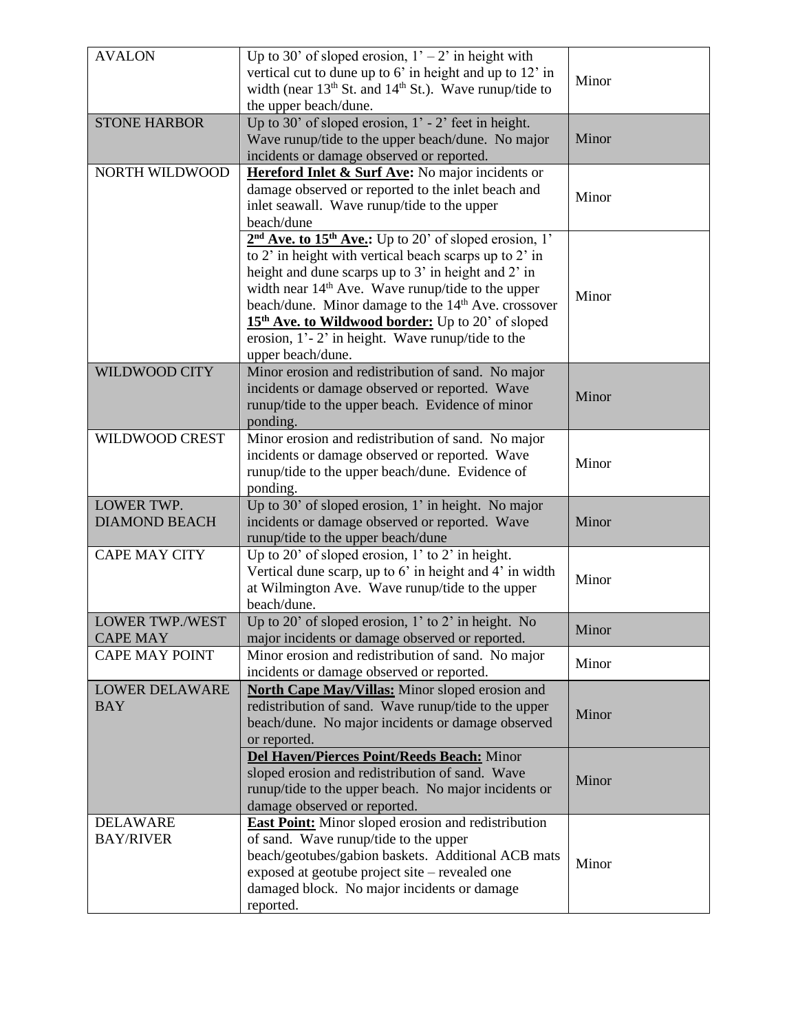| | | |
|---|---|---|
| AVALON | Up to 30’ of sloped erosion, 1’ – 2’ in height with vertical cut to dune up to 6’ in height and up to 12’ in width (near 13th St. and 14th St.). Wave runup/tide to the upper beach/dune. | Minor |
| STONE HARBOR | Up to 30’ of sloped erosion, 1’ - 2’ feet in height. Wave runup/tide to the upper beach/dune. No major incidents or damage observed or reported. | Minor |
| NORTH WILDWOOD | **Hereford Inlet & Surf Ave:** No major incidents or damage observed or reported to the inlet beach and inlet seawall. Wave runup/tide to the upper beach/dune | Minor |
| | **2nd Ave. to 15th Ave.:** Up to 20’ of sloped erosion, 1’ to 2’ in height with vertical beach scarps up to 2’ in height and dune scarps up to 3’ in height and 2’ in width near 14th Ave. Wave runup/tide to the upper beach/dune. Minor damage to the 14th Ave. crossover **15th Ave. to Wildwood border:** Up to 20’ of sloped erosion, 1’- 2’ in height. Wave runup/tide to the upper beach/dune. | Minor |
| WILDWOOD CITY | Minor erosion and redistribution of sand. No major incidents or damage observed or reported. Wave runup/tide to the upper beach. Evidence of minor ponding. | Minor |
| WILDWOOD CREST | Minor erosion and redistribution of sand. No major incidents or damage observed or reported. Wave runup/tide to the upper beach/dune. Evidence of ponding. | Minor |
| LOWER TWP. DIAMOND BEACH | Up to 30’ of sloped erosion, 1’ in height. No major incidents or damage observed or reported. Wave runup/tide to the upper beach/dune | Minor |
| CAPE MAY CITY | Up to 20’ of sloped erosion, 1’ to 2’ in height. Vertical dune scarp, up to 6’ in height and 4’ in width at Wilmington Ave. Wave runup/tide to the upper beach/dune. | Minor |
| LOWER TWP./WEST CAPE MAY | Up to 20’ of sloped erosion, 1’ to 2’ in height. No major incidents or damage observed or reported. | Minor |
| CAPE MAY POINT | Minor erosion and redistribution of sand. No major incidents or damage observed or reported. | Minor |
| LOWER DELAWARE BAY | **North Cape May/Villas:** Minor sloped erosion and redistribution of sand. Wave runup/tide to the upper beach/dune. No major incidents or damage observed or reported. | Minor |
| | **Del Haven/Pierces Point/Reeds Beach:** Minor sloped erosion and redistribution of sand. Wave runup/tide to the upper beach. No major incidents or damage observed or reported. | Minor |
| DELAWARE BAY/RIVER | **East Point:** Minor sloped erosion and redistribution of sand. Wave runup/tide to the upper beach/geotubes/gabion baskets. Additional ACB mats exposed at geotube project site – revealed one damaged block. No major incidents or damage reported. | Minor |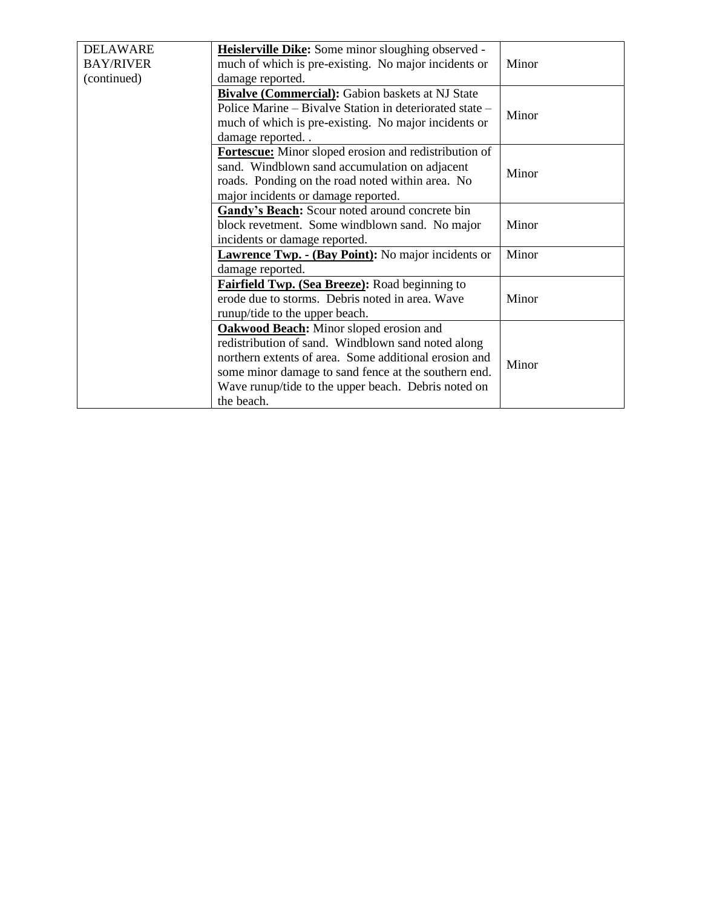| | | |
|---|---|---|
| DELAWARE BAY/RIVER (continued) | **Heislerville Dike:** Some minor sloughing observed - much of which is pre-existing. No major incidents or damage reported. | Minor |
| | **Bivalve (Commercial):** Gabion baskets at NJ State Police Marine – Bivalve Station in deteriorated state – much of which is pre-existing. No major incidents or damage reported. . | Minor |
| | **Fortescue:** Minor sloped erosion and redistribution of sand. Windblown sand accumulation on adjacent roads. Ponding on the road noted within area. No major incidents or damage reported. | Minor |
| | **Gandy's Beach:** Scour noted around concrete bin block revetment. Some windblown sand. No major incidents or damage reported. | Minor |
| | **Lawrence Twp. - (Bay Point):** No major incidents or damage reported. | Minor |
| | **Fairfield Twp. (Sea Breeze):** Road beginning to erode due to storms. Debris noted in area. Wave runup/tide to the upper beach. | Minor |
| | **Oakwood Beach:** Minor sloped erosion and redistribution of sand. Windblown sand noted along northern extents of area. Some additional erosion and some minor damage to sand fence at the southern end. Wave runup/tide to the upper beach. Debris noted on the beach. | Minor |